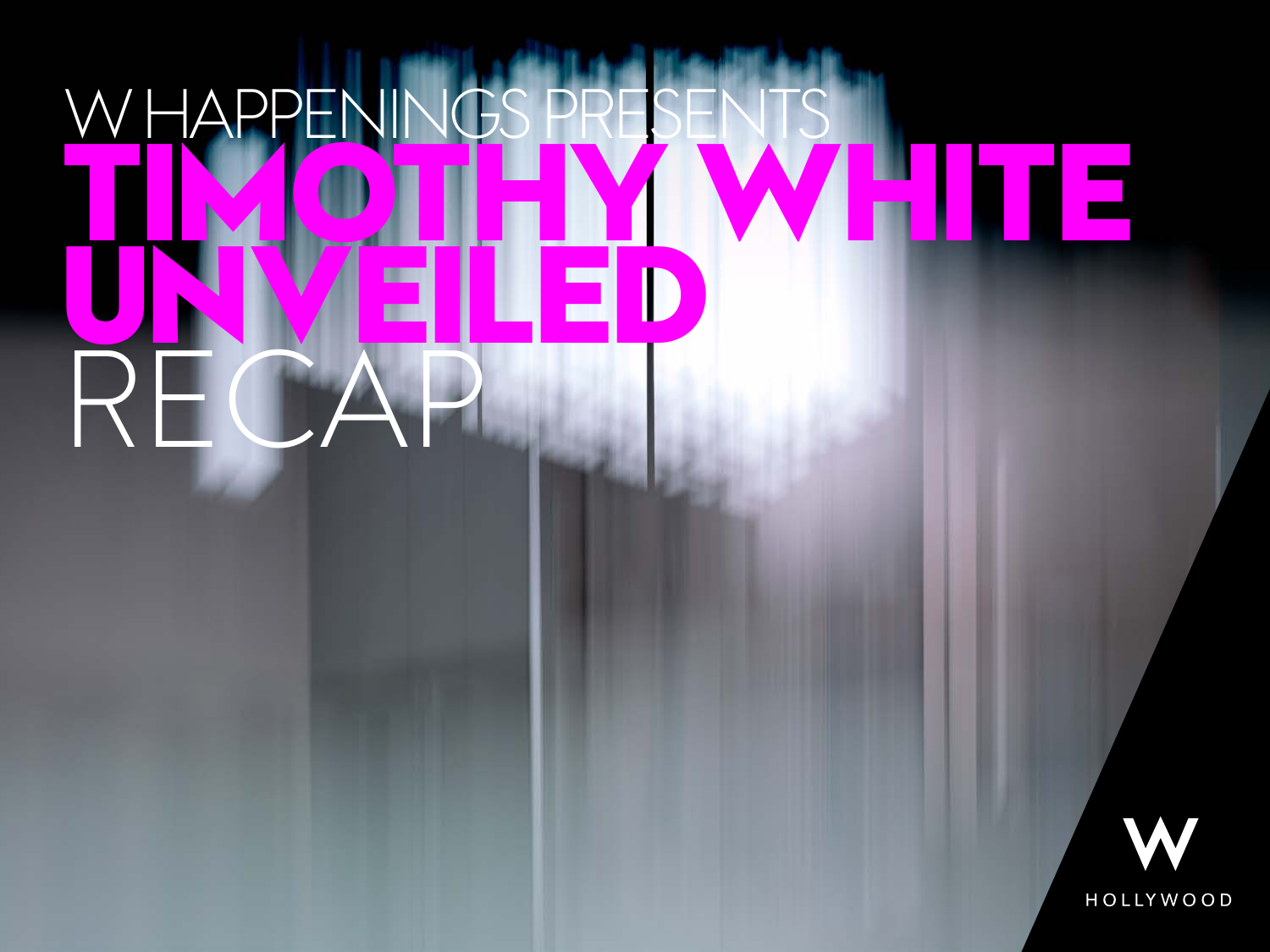W HAPPENINGS PRESENTS

# TIMOTHY WHITE UNVEILED

RECAP

W HOLLYWOOD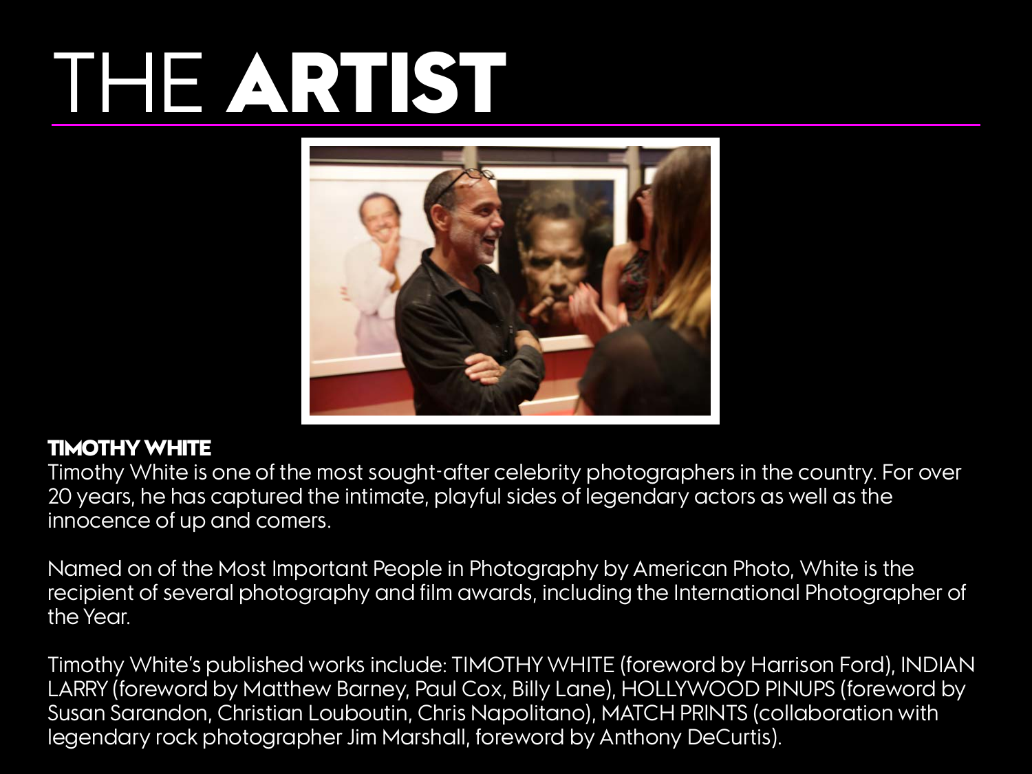# THE **ARTIST**

**TIMOTHY WHITE**

Timothy White is one of the most sought-after celebrity photographers in the country. For over 20 years, he has captured the intimate, playful sides of legendary actors as well as the innocence of up and comers.

Named on of the Most Important People in Photography by American Photo, White is the recipient of several photography and film awards, including the International Photographer of the Year.

Timothy White's published works include: TIMOTHY WHITE (foreword by Harrison Ford), INDIAN LARRY (foreword by Matthew Barney, Paul Cox, Billy Lane), HOLLYWOOD PINUPS (foreword by Susan Sarandon, Christian Louboutin, Chris Napolitano), MATCH PRINTS (collaboration with legendary rock photographer Jim Marshall, foreword by Anthony DeCurtis).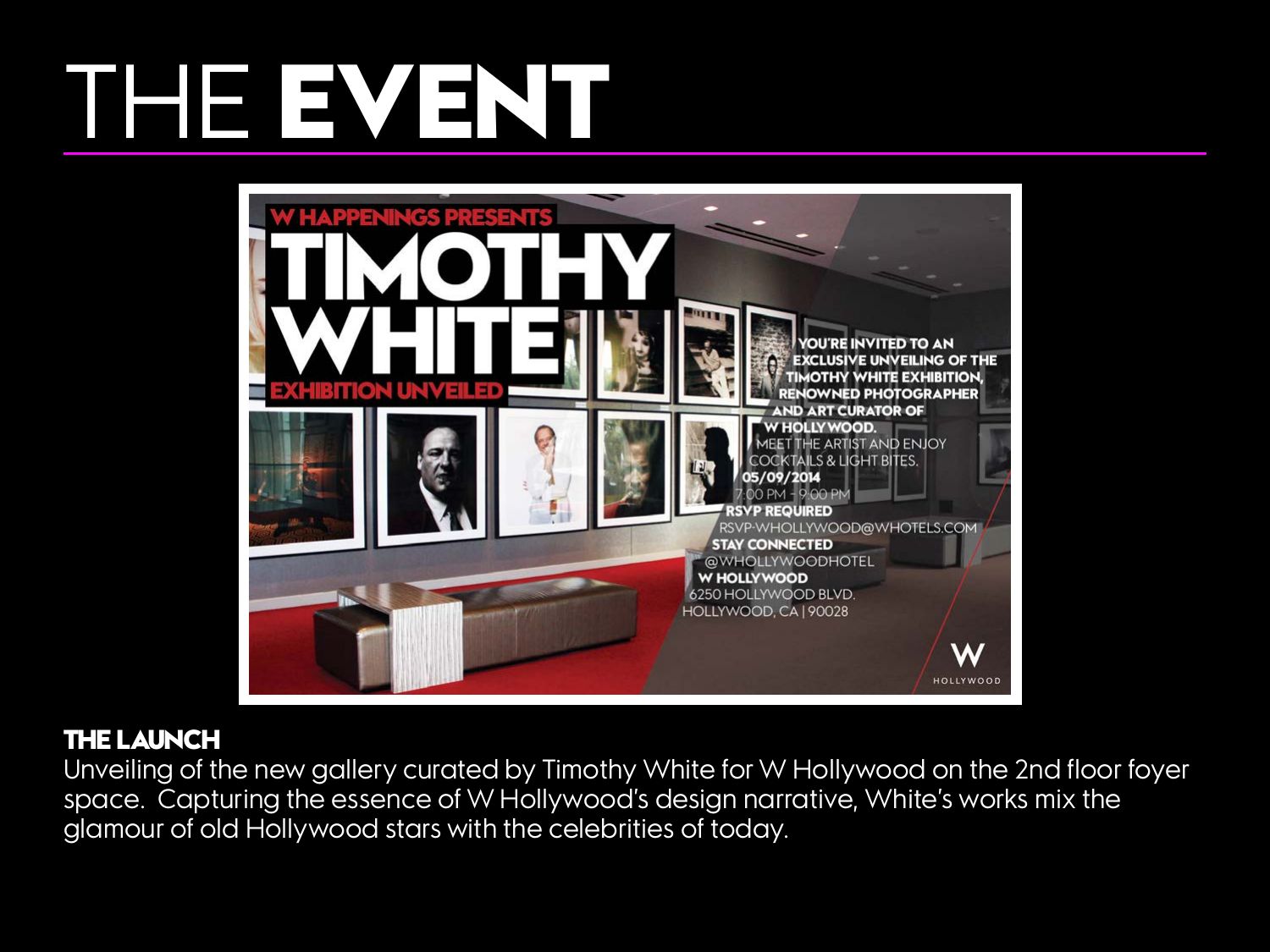# THE **EVENT**

W HAPPENINGS PRESENTS

TIMOTHY WHITE

EXHIBITION UNVEILED

YOU'RE INVITED TO AN EXCLUSIVE UNVEILING OF THE TIMOTHY WHITE EXHIBITION, RENOWNED PHOTOGRAPHER AND ART CURATOR OF W HOLLYWOOD.

MEET THE ARTIST AND ENJOY COCKTAILS & LIGHT BITES.

05/09/2014

7:00 PM - 9:00 PM

RSVP REQUIRED

RSVP-WHOLLYWOOD@WHOTELS.COM

STAY CONNECTED

@WHOLLYWOODHOTEL

W HOLLYWOOD

6250 HOLLYWOOD BLVD.

HOLLYWOOD, CA | 90028

W HOLLYWOOD

**THE LAUNCH**

Unveiling of the new gallery curated by Timothy White for W Hollywood on the 2nd floor foyer space. Capturing the essence of W Hollywood's design narrative, White's works mix the glamour of old Hollywood stars with the celebrities of today.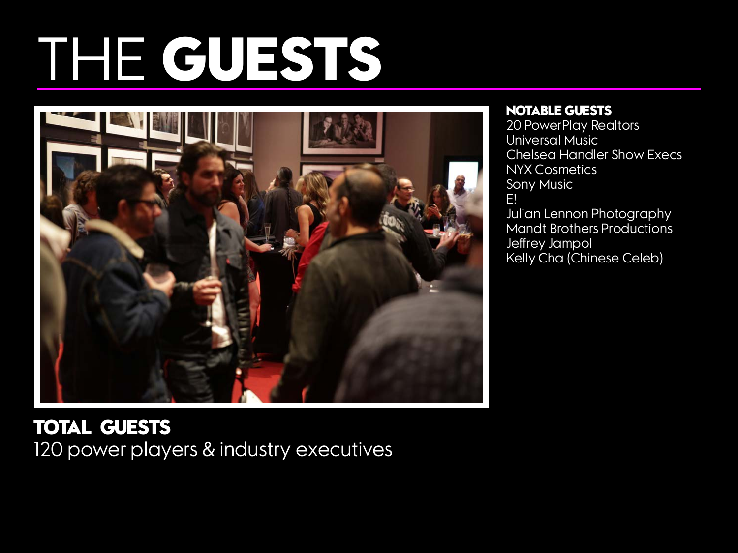# THE **GUESTS**

**NOTABLE GUESTS**

20 PowerPlay Realtors
Universal Music
Chelsea Handler Show Execs
NYX Cosmetics
Sony Music
E!
Julian Lennon Photography
Mandt Brothers Productions
Jeffrey Jampol
Kelly Cha (Chinese Celeb)

**TOTAL GUESTS**

120 power players & industry executives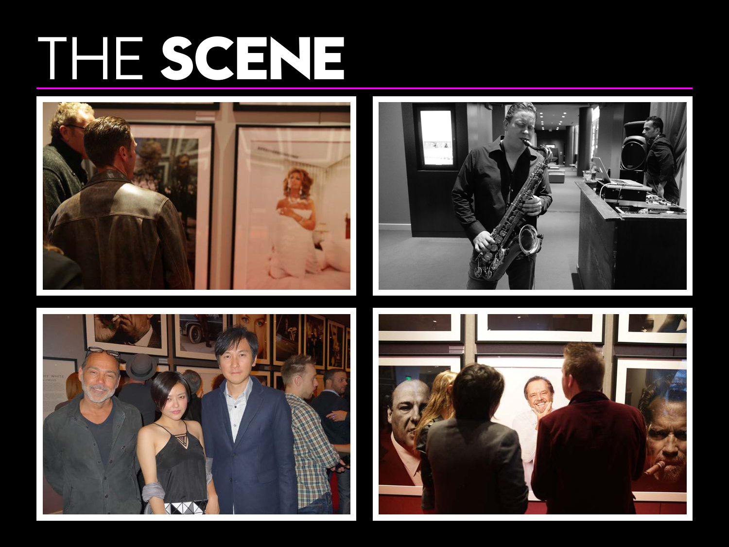# THE SCENE